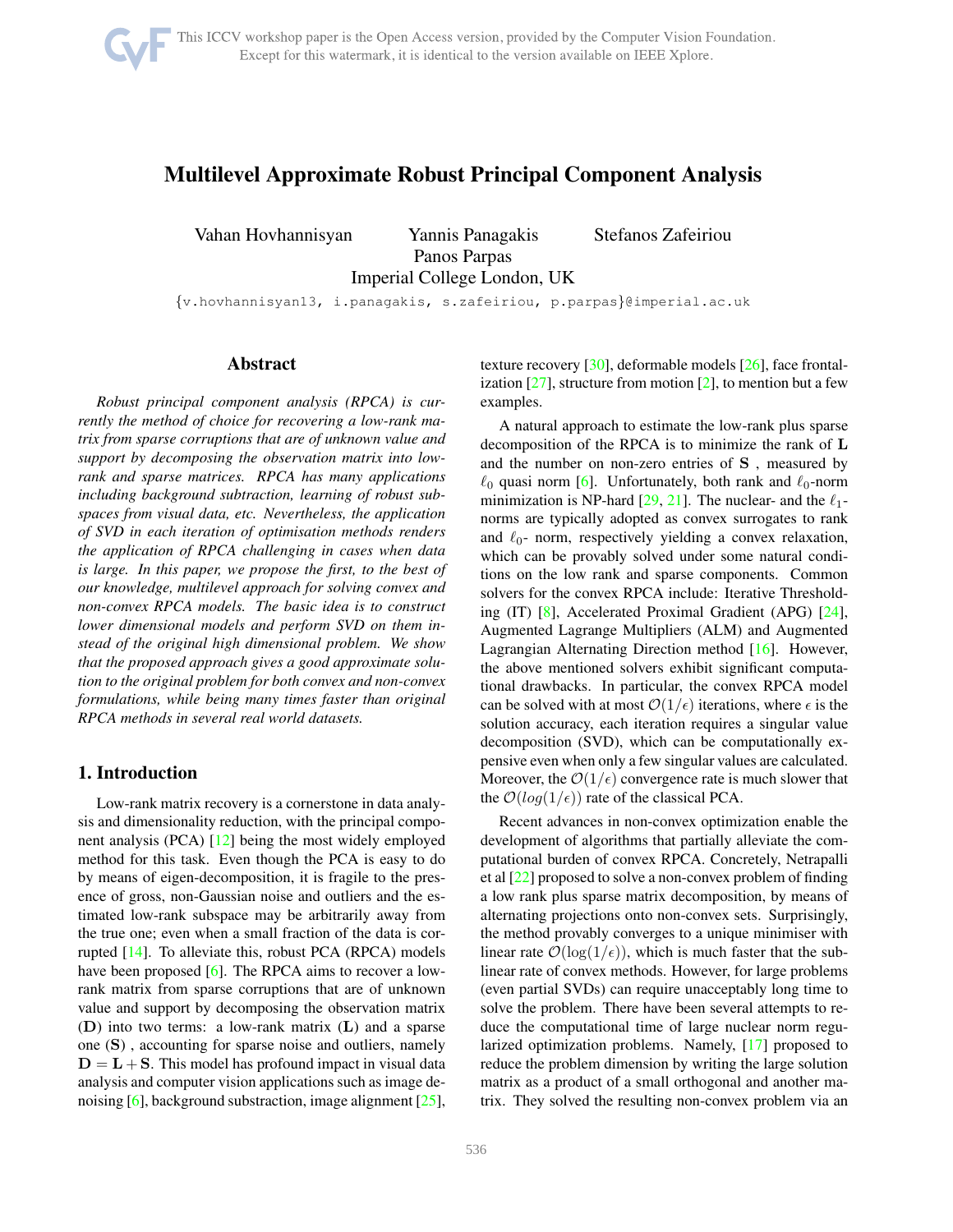# Multilevel Approximate Robust Principal Component Analysis

Vahan Hovhannisyan  Yannis Panagakis  Stefanos Zafeiriou
Panos Parpas
Imperial College London, UK

{v.hovhannisyan13, i.panagakis, s.zafeiriou, p.parpas}@imperial.ac.uk

## Abstract

*Robust principal component analysis (RPCA) is currently the method of choice for recovering a low-rank matrix from sparse corruptions that are of unknown value and support by decomposing the observation matrix into low-rank and sparse matrices. RPCA has many applications including background subtraction, learning of robust subspaces from visual data, etc. Nevertheless, the application of SVD in each iteration of optimisation methods renders the application of RPCA challenging in cases when data is large. In this paper, we propose the first, to the best of our knowledge, multilevel approach for solving convex and non-convex RPCA models. The basic idea is to construct lower dimensional models and perform SVD on them instead of the original high dimensional problem. We show that the proposed approach gives a good approximate solution to the original problem for both convex and non-convex formulations, while being many times faster than original RPCA methods in several real world datasets.*

## 1. Introduction

Low-rank matrix recovery is a cornerstone in data analysis and dimensionality reduction, with the principal component analysis (PCA) [12] being the most widely employed method for this task. Even though the PCA is easy to do by means of eigen-decomposition, it is fragile to the presence of gross, non-Gaussian noise and outliers and the estimated low-rank subspace may be arbitrarily away from the true one; even when a small fraction of the data is corrupted [14]. To alleviate this, robust PCA (RPCA) models have been proposed [6]. The RPCA aims to recover a low-rank matrix from sparse corruptions that are of unknown value and support by decomposing the observation matrix ($\mathbf{D}$) into two terms: a low-rank matrix ($\mathbf{L}$) and a sparse one ($\mathbf{S}$), accounting for sparse noise and outliers, namely $\mathbf{D} = \mathbf{L} + \mathbf{S}$. This model has profound impact in visual data analysis and computer vision applications such as image denoising [6], background substraction, image alignment [25], texture recovery [30], deformable models [26], face frontalization [27], structure from motion [2], to mention but a few examples.

A natural approach to estimate the low-rank plus sparse decomposition of the RPCA is to minimize the rank of $\mathbf{L}$ and the number on non-zero entries of $\mathbf{S}$, measured by $\ell_0$ quasi norm [6]. Unfortunately, both rank and $\ell_0$-norm minimization is NP-hard [29, 21]. The nuclear- and the $\ell_1$-norms are typically adopted as convex surrogates to rank and $\ell_0$- norm, respectively yielding a convex relaxation, which can be provably solved under some natural conditions on the low rank and sparse components. Common solvers for the convex RPCA include: Iterative Thresholding (IT) [8], Accelerated Proximal Gradient (APG) [24], Augmented Lagrange Multipliers (ALM) and Augmented Lagrangian Alternating Direction method [16]. However, the above mentioned solvers exhibit significant computational drawbacks. In particular, the convex RPCA model can be solved with at most $\mathcal{O}(1/\epsilon)$ iterations, where $\epsilon$ is the solution accuracy, each iteration requires a singular value decomposition (SVD), which can be computationally expensive even when only a few singular values are calculated. Moreover, the $\mathcal{O}(1/\epsilon)$ convergence rate is much slower that the $\mathcal{O}(log(1/\epsilon))$ rate of the classical PCA.

Recent advances in non-convex optimization enable the development of algorithms that partially alleviate the computational burden of convex RPCA. Concretely, Netrapalli et al [22] proposed to solve a non-convex problem of finding a low rank plus sparse matrix decomposition, by means of alternating projections onto non-convex sets. Surprisingly, the method provably converges to a unique minimiser with linear rate $\mathcal{O}(\log(1/\epsilon))$, which is much faster that the sublinear rate of convex methods. However, for large problems (even partial SVDs) can require unacceptably long time to solve the problem. There have been several attempts to reduce the computational time of large nuclear norm regularized optimization problems. Namely, [17] proposed to reduce the problem dimension by writing the large solution matrix as a product of a small orthogonal and another matrix. They solved the resulting non-convex problem via an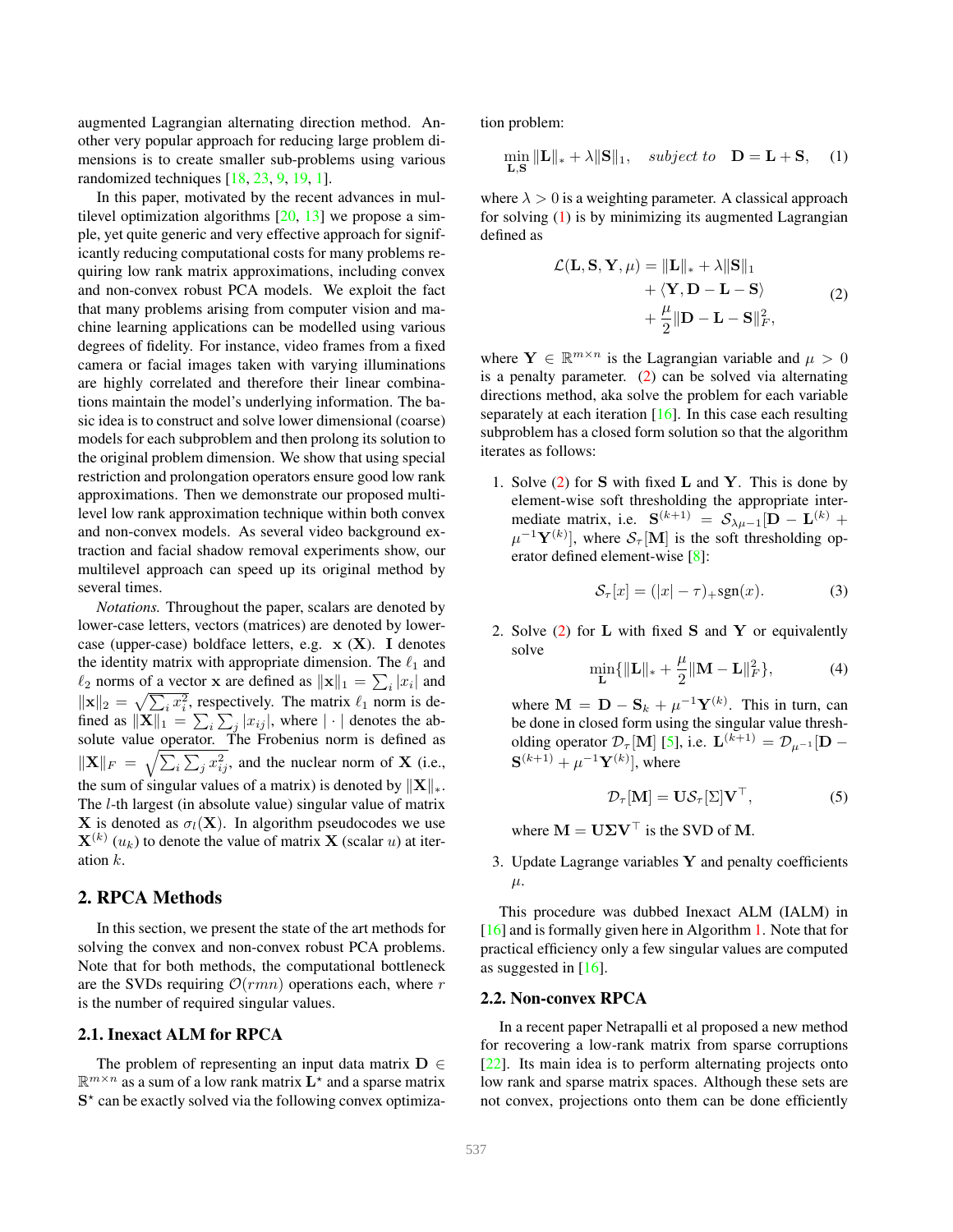augmented Lagrangian alternating direction method. Another very popular approach for reducing large problem dimensions is to create smaller sub-problems using various randomized techniques [18, 23, 9, 19, 1].

In this paper, motivated by the recent advances in multilevel optimization algorithms [20, 13] we propose a simple, yet quite generic and very effective approach for significantly reducing computational costs for many problems requiring low rank matrix approximations, including convex and non-convex robust PCA models. We exploit the fact that many problems arising from computer vision and machine learning applications can be modelled using various degrees of fidelity. For instance, video frames from a fixed camera or facial images taken with varying illuminations are highly correlated and therefore their linear combinations maintain the model's underlying information. The basic idea is to construct and solve lower dimensional (coarse) models for each subproblem and then prolong its solution to the original problem dimension. We show that using special restriction and prolongation operators ensure good low rank approximations. Then we demonstrate our proposed multilevel low rank approximation technique within both convex and non-convex models. As several video background extraction and facial shadow removal experiments show, our multilevel approach can speed up its original method by several times.

*Notations.* Throughout the paper, scalars are denoted by lower-case letters, vectors (matrices) are denoted by lower-case (upper-case) boldface letters, e.g. $\mathbf{x}$ ($\mathbf{X}$). $\mathbf{I}$ denotes the identity matrix with appropriate dimension. The $\ell_1$ and $\ell_2$ norms of a vector $\mathbf{x}$ are defined as $\|\mathbf{x}\|_1 = \sum_i |x_i|$ and $\|\mathbf{x}\|_2 = \sqrt{\sum_i x_i^2}$, respectively. The matrix $\ell_1$ norm is defined as $\|\mathbf{X}\|_1 = \sum_i \sum_j |x_{ij}|$, where $|\cdot|$ denotes the absolute value operator. The Frobenius norm is defined as $\|\mathbf{X}\|_F = \sqrt{\sum_i \sum_j x_{ij}^2}$, and the nuclear norm of $\mathbf{X}$ (i.e., the sum of singular values of a matrix) is denoted by $\|\mathbf{X}\|_*$. The $l$-th largest (in absolute value) singular value of matrix $\mathbf{X}$ is denoted as $\sigma_l(\mathbf{X})$. In algorithm pseudocodes we use $\mathbf{X}^{(k)}$ ($u_k$) to denote the value of matrix $\mathbf{X}$ (scalar $u$) at iteration $k$.

## 2. RPCA Methods

In this section, we present the state of the art methods for solving the convex and non-convex robust PCA problems. Note that for both methods, the computational bottleneck are the SVDs requiring $\mathcal{O}(rmn)$ operations each, where $r$ is the number of required singular values.

### 2.1. Inexact ALM for RPCA

The problem of representing an input data matrix $\mathbf{D} \in \mathbb{R}^{m \times n}$ as a sum of a low rank matrix $\mathbf{L}^\star$ and a sparse matrix $\mathbf{S}^\star$ can be exactly solved via the following convex optimization problem:

$$\min_{\mathbf{L},\mathbf{S}} \|\mathbf{L}\|_* + \lambda \|\mathbf{S}\|_1, \quad \textit{subject to} \quad \mathbf{D} = \mathbf{L} + \mathbf{S}, \tag{1}$$

where $\lambda > 0$ is a weighting parameter. A classical approach for solving (1) is by minimizing its augmented Lagrangian defined as

$$\begin{aligned} \mathcal{L}(\mathbf{L}, \mathbf{S}, \mathbf{Y}, \mu) = \|\mathbf{L}\|_* &+ \lambda \|\mathbf{S}\|_1 \\ &+ \langle \mathbf{Y}, \mathbf{D} - \mathbf{L} - \mathbf{S} \rangle \\ &+ \frac{\mu}{2} \|\mathbf{D} - \mathbf{L} - \mathbf{S}\|_F^2, \end{aligned} \tag{2}$$

where $\mathbf{Y} \in \mathbb{R}^{m \times n}$ is the Lagrangian variable and $\mu > 0$ is a penalty parameter. (2) can be solved via alternating directions method, aka solve the problem for each variable separately at each iteration [16]. In this case each resulting subproblem has a closed form solution so that the algorithm iterates as follows:

1. Solve (2) for $\mathbf{S}$ with fixed $\mathbf{L}$ and $\mathbf{Y}$. This is done by element-wise soft thresholding the appropriate intermediate matrix, i.e. $\mathbf{S}^{(k+1)} = \mathcal{S}_{\lambda\mu^{-1}}[\mathbf{D} - \mathbf{L}^{(k)} + \mu^{-1}\mathbf{Y}^{(k)}]$, where $\mathcal{S}_\tau[\mathbf{M}]$ is the soft thresholding operator defined element-wise [8]:

$$\mathcal{S}_\tau[x] = (|x| - \tau)_+ \text{sgn}(x). \tag{3}$$

2. Solve (2) for $\mathbf{L}$ with fixed $\mathbf{S}$ and $\mathbf{Y}$ or equivalently solve

$$\min_{\mathbf{L}} \{ \|\mathbf{L}\|_* + \frac{\mu}{2} \|\mathbf{M} - \mathbf{L}\|_F^2 \}, \tag{4}$$

   where $\mathbf{M} = \mathbf{D} - \mathbf{S}_k + \mu^{-1}\mathbf{Y}^{(k)}$. This in turn, can be done in closed form using the singular value thresholding operator $\mathcal{D}_\tau[\mathbf{M}]$ [5], i.e. $\mathbf{L}^{(k+1)} = \mathcal{D}_{\mu^{-1}}[\mathbf{D} - \mathbf{S}^{(k+1)} + \mu^{-1}\mathbf{Y}^{(k)}]$, where

$$\mathcal{D}_\tau[\mathbf{M}] = \mathbf{U} \mathcal{S}_\tau[\Sigma] \mathbf{V}^\top, \tag{5}$$

   where $\mathbf{M} = \mathbf{U}\mathbf{\Sigma}\mathbf{V}^\top$ is the SVD of $\mathbf{M}$.

3. Update Lagrange variables $\mathbf{Y}$ and penalty coefficients $\mu$.

This procedure was dubbed Inexact ALM (IALM) in [16] and is formally given here in Algorithm 1. Note that for practical efficiency only a few singular values are computed as suggested in [16].

### 2.2. Non-convex RPCA

In a recent paper Netrapalli et al proposed a new method for recovering a low-rank matrix from sparse corruptions [22]. Its main idea is to perform alternating projects onto low rank and sparse matrix spaces. Although these sets are not convex, projections onto them can be done efficiently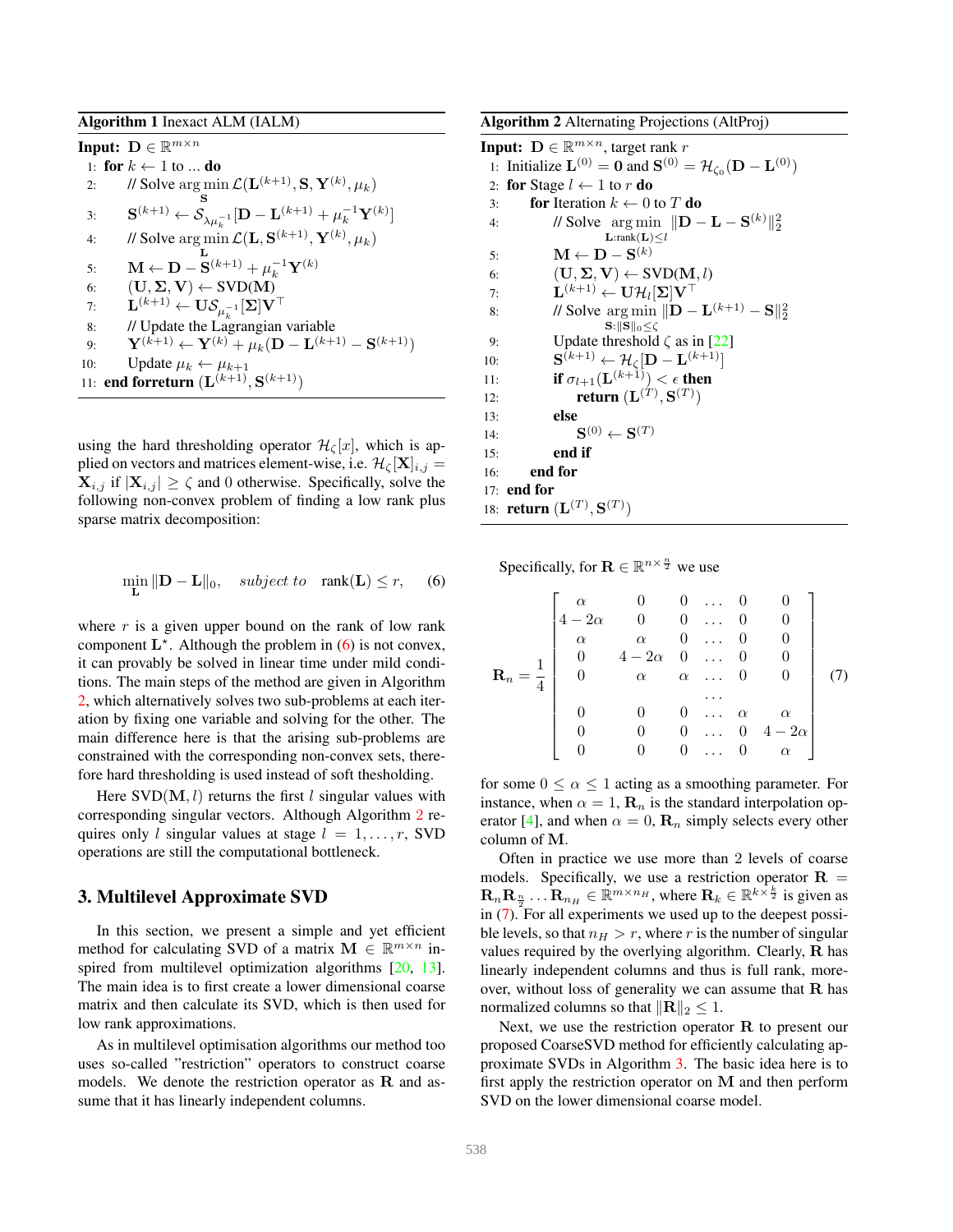**Algorithm 1** Inexact ALM (IALM)

**Input:** $\mathbf{D} \in \mathbb{R}^{m \times n}$

1: **for** $k \leftarrow 1$ to ... **do**
2: // Solve $\arg\min_{\mathbf{S}} \mathcal{L}(\mathbf{L}^{(k+1)}, \mathbf{S}, \mathbf{Y}^{(k)}, \mu_k)$
3: $\mathbf{S}^{(k+1)} \leftarrow \mathcal{S}_{\lambda\mu_k^{-1}}[\mathbf{D} - \mathbf{L}^{(k+1)} + \mu_k^{-1}\mathbf{Y}^{(k)}]$
4: // Solve $\arg\min_{\mathbf{L}} \mathcal{L}(\mathbf{L}, \mathbf{S}^{(k+1)}, \mathbf{Y}^{(k)}, \mu_k)$
5: $\mathbf{M} \leftarrow \mathbf{D} - \mathbf{S}^{(k+1)} + \mu_k^{-1}\mathbf{Y}^{(k)}$
6: $(\mathbf{U}, \mathbf{\Sigma}, \mathbf{V}) \leftarrow \text{SVD}(\mathbf{M})$
7: $\mathbf{L}^{(k+1)} \leftarrow \mathbf{U}\mathcal{S}_{\mu_k^{-1}}[\mathbf{\Sigma}]\mathbf{V}^\top$
8: // Update the Lagrangian variable
9: $\mathbf{Y}^{(k+1)} \leftarrow \mathbf{Y}^{(k)} + \mu_k(\mathbf{D} - \mathbf{L}^{(k+1)} - \mathbf{S}^{(k+1)})$
10: Update $\mu_k \leftarrow \mu_{k+1}$
11: **end forreturn** $(\mathbf{L}^{(k+1)}, \mathbf{S}^{(k+1)})$

using the hard thresholding operator $\mathcal{H}_\zeta[x]$, which is applied on vectors and matrices element-wise, i.e. $\mathcal{H}_\zeta[\mathbf{X}]_{i,j} = \mathbf{X}_{i,j}$ if $|\mathbf{X}_{i,j}| \geq \zeta$ and 0 otherwise. Specifically, solve the following non-convex problem of finding a low rank plus sparse matrix decomposition:

$$\min_{\mathbf{L}} \|\mathbf{D} - \mathbf{L}\|_0, \quad \textit{subject to} \quad \text{rank}(\mathbf{L}) \leq r, \tag{6}$$

where $r$ is a given upper bound on the rank of low rank component $\mathbf{L}^\star$. Although the problem in (6) is not convex, it can provably be solved in linear time under mild conditions. The main steps of the method are given in Algorithm 2, which alternatively solves two sub-problems at each iteration by fixing one variable and solving for the other. The main difference here is that the arising sub-problems are constrained with the corresponding non-convex sets, therefore hard thresholding is used instead of soft thesholding.

Here $\text{SVD}(\mathbf{M}, l)$ returns the first $l$ singular values with corresponding singular vectors. Although Algorithm 2 requires only $l$ singular values at stage $l = 1, \ldots, r$, SVD operations are still the computational bottleneck.

**Algorithm 2** Alternating Projections (AltProj)

**Input:** $\mathbf{D} \in \mathbb{R}^{m \times n}$, target rank $r$

1: Initialize $\mathbf{L}^{(0)} = \mathbf{0}$ and $\mathbf{S}^{(0)} = \mathcal{H}_{\zeta_0}(\mathbf{D} - \mathbf{L}^{(0)})$
2: **for** Stage $l \leftarrow 1$ to $r$ **do**
3: **for** Iteration $k \leftarrow 0$ to $T$ **do**
4: // Solve $\arg\min_{\mathbf{L}:\text{rank}(\mathbf{L}) \leq l} \|\mathbf{D} - \mathbf{L} - \mathbf{S}^{(k)}\|_2^2$
5: $\mathbf{M} \leftarrow \mathbf{D} - \mathbf{S}^{(k)}$
6: $(\mathbf{U}, \mathbf{\Sigma}, \mathbf{V}) \leftarrow \text{SVD}(\mathbf{M}, l)$
7: $\mathbf{L}^{(k+1)} \leftarrow \mathbf{U}\mathcal{H}_l[\mathbf{\Sigma}]\mathbf{V}^\top$
8: // Solve $\arg\min_{\mathbf{S}:\|\mathbf{S}\|_0 \leq \zeta} \|\mathbf{D} - \mathbf{L}^{(k+1)} - \mathbf{S}\|_2^2$
9: Update threshold $\zeta$ as in [22]
10: $\mathbf{S}^{(k+1)} \leftarrow \mathcal{H}_\zeta[\mathbf{D} - \mathbf{L}^{(k+1)}]$
11: **if** $\sigma_{l+1}(\mathbf{L}^{(k+1)}) < \epsilon$ **then**
12: **return** $(\mathbf{L}^{(T)}, \mathbf{S}^{(T)})$
13: **else**
14: $\mathbf{S}^{(0)} \leftarrow \mathbf{S}^{(T)}$
15: **end if**
16: **end for**
17: **end for**
18: **return** $(\mathbf{L}^{(T)}, \mathbf{S}^{(T)})$

## 3. Multilevel Approximate SVD

In this section, we present a simple and yet efficient method for calculating SVD of a matrix $\mathbf{M} \in \mathbb{R}^{m \times n}$ inspired from multilevel optimization algorithms [20, 13]. The main idea is to first create a lower dimensional coarse matrix and then calculate its SVD, which is then used for low rank approximations.

As in multilevel optimisation algorithms our method too uses so-called "restriction" operators to construct coarse models. We denote the restriction operator as $\mathbf{R}$ and assume that it has linearly independent columns.

Specifically, for $\mathbf{R} \in \mathbb{R}^{n \times \frac{n}{2}}$ we use

$$\mathbf{R}_n = \frac{1}{4}\begin{bmatrix} \alpha & 0 & 0 & \ldots & 0 & 0 \\ 4-2\alpha & 0 & 0 & \ldots & 0 & 0 \\ \alpha & \alpha & 0 & \ldots & 0 & 0 \\ 0 & 4-2\alpha & 0 & \ldots & 0 & 0 \\ 0 & \alpha & \alpha & \ldots & 0 & 0 \\ & & & \ldots & & \\ 0 & 0 & 0 & \ldots & \alpha & \alpha \\ 0 & 0 & 0 & \ldots & 0 & 4-2\alpha \\ 0 & 0 & 0 & \ldots & 0 & \alpha \end{bmatrix} \tag{7}$$

for some $0 \leq \alpha \leq 1$ acting as a smoothing parameter. For instance, when $\alpha = 1$, $\mathbf{R}_n$ is the standard interpolation operator [4], and when $\alpha = 0$, $\mathbf{R}_n$ simply selects every other column of $\mathbf{M}$.

Often in practice we use more than 2 levels of coarse models. Specifically, we use a restriction operator $\mathbf{R} = \mathbf{R}_n\mathbf{R}_{\frac{n}{2}} \ldots \mathbf{R}_{n_H} \in \mathbb{R}^{m \times n_H}$, where $\mathbf{R}_k \in \mathbb{R}^{k \times \frac{k}{2}}$ is given as in (7). For all experiments we used up to the deepest possible levels, so that $n_H > r$, where $r$ is the number of singular values required by the overlying algorithm. Clearly, $\mathbf{R}$ has linearly independent columns and thus is full rank, moreover, without loss of generality we can assume that $\mathbf{R}$ has normalized columns so that $\|\mathbf{R}\|_2 \leq 1$.

Next, we use the restriction operator $\mathbf{R}$ to present our proposed CoarseSVD method for efficiently calculating approximate SVDs in Algorithm 3. The basic idea here is to first apply the restriction operator on $\mathbf{M}$ and then perform SVD on the lower dimensional coarse model.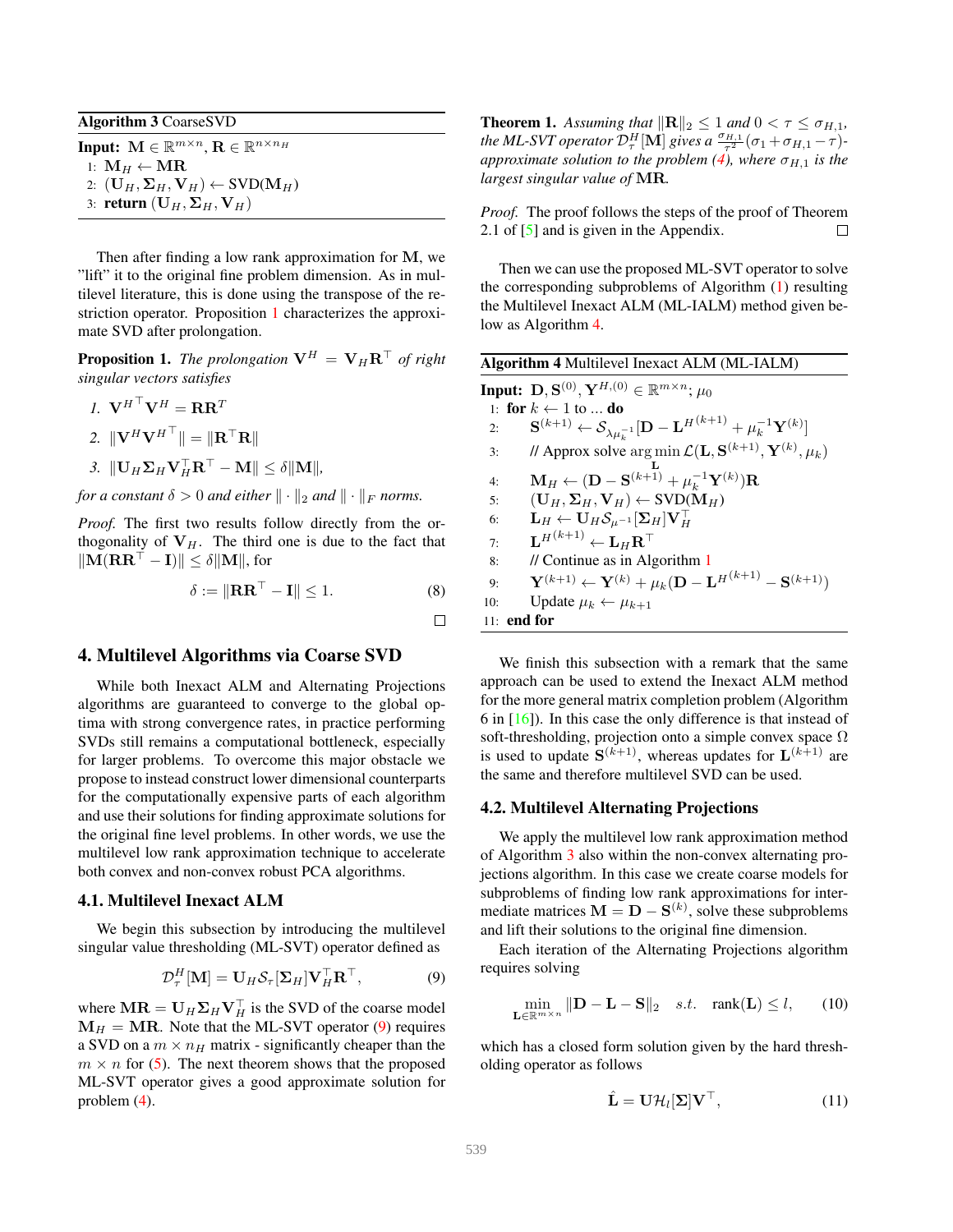**Algorithm 3** CoarseSVD

**Input:** $\mathbf{M} \in \mathbb{R}^{m \times n}, \mathbf{R} \in \mathbb{R}^{n \times n_H}$

1: $\mathbf{M}_H \leftarrow \mathbf{MR}$

2: $(\mathbf{U}_H, \mathbf{\Sigma}_H, \mathbf{V}_H) \leftarrow \text{SVD}(\mathbf{M}_H)$

3: **return** $(\mathbf{U}_H, \mathbf{\Sigma}_H, \mathbf{V}_H)$

Then after finding a low rank approximation for $\mathbf{M}$, we "lift" it to the original fine problem dimension. As in multilevel literature, this is done using the transpose of the restriction operator. Proposition 1 characterizes the approximate SVD after prolongation.

**Proposition 1.** *The prolongation* $\mathbf{V}^H = \mathbf{V}_H \mathbf{R}^\top$ *of right singular vectors satisfies*

1. $\mathbf{V}^{H^\top} \mathbf{V}^H = \mathbf{R}\mathbf{R}^T$
2. $\|\mathbf{V}^H \mathbf{V}^{H^\top}\| = \|\mathbf{R}^\top \mathbf{R}\|$
3. $\|\mathbf{U}_H \mathbf{\Sigma}_H \mathbf{V}_H^\top \mathbf{R}^\top - \mathbf{M}\| \leq \delta \|\mathbf{M}\|,$

*for a constant* $\delta > 0$ *and either* $\|\cdot\|_2$ *and* $\|\cdot\|_F$ *norms.*

*Proof.* The first two results follow directly from the orthogonality of $\mathbf{V}_H$. The third one is due to the fact that $\|\mathbf{M}(\mathbf{R}\mathbf{R}^\top - \mathbf{I})\| \leq \delta \|\mathbf{M}\|$, for

$$\delta := \|\mathbf{R}\mathbf{R}^\top - \mathbf{I}\| \leq 1. \tag{8}$$

□

## 4. Multilevel Algorithms via Coarse SVD

While both Inexact ALM and Alternating Projections algorithms are guaranteed to converge to the global optima with strong convergence rates, in practice performing SVDs still remains a computational bottleneck, especially for larger problems. To overcome this major obstacle we propose to instead construct lower dimensional counterparts for the computationally expensive parts of each algorithm and use their solutions for finding approximate solutions for the original fine level problems. In other words, we use the multilevel low rank approximation technique to accelerate both convex and non-convex robust PCA algorithms.

### 4.1. Multilevel Inexact ALM

We begin this subsection by introducing the multilevel singular value thresholding (ML-SVT) operator defined as

$$\mathcal{D}_\tau^H[\mathbf{M}] = \mathbf{U}_H \mathcal{S}_\tau[\mathbf{\Sigma}_H] \mathbf{V}_H^\top \mathbf{R}^\top, \tag{9}$$

where $\mathbf{MR} = \mathbf{U}_H \mathbf{\Sigma}_H \mathbf{V}_H^\top$ is the SVD of the coarse model $\mathbf{M}_H = \mathbf{MR}$. Note that the ML-SVT operator (9) requires a SVD on a $m \times n_H$ matrix - significantly cheaper than the $m \times n$ for (5). The next theorem shows that the proposed ML-SVT operator gives a good approximate solution for problem (4).

**Theorem 1.** *Assuming that* $\|\mathbf{R}\|_2 \leq 1$ *and* $0 < \tau \leq \sigma_{H,1}$, *the ML-SVT operator* $\mathcal{D}_\tau^H[\mathbf{M}]$ *gives a* $\frac{\sigma_{H,1}}{\tau^2}(\sigma_1 + \sigma_{H,1} - \tau)$*-approximate solution to the problem (4), where* $\sigma_{H,1}$ *is the largest singular value of* $\mathbf{MR}$.

*Proof.* The proof follows the steps of the proof of Theorem 2.1 of [5] and is given in the Appendix. □

Then we can use the proposed ML-SVT operator to solve the corresponding subproblems of Algorithm (1) resulting the Multilevel Inexact ALM (ML-IALM) method given below as Algorithm 4.

**Algorithm 4** Multilevel Inexact ALM (ML-IALM)

**Input:** $\mathbf{D}, \mathbf{S}^{(0)}, \mathbf{Y}^{H,(0)} \in \mathbb{R}^{m \times n}$; $\mu_0$

1: **for** $k \leftarrow 1$ to ... **do**

2: $\quad \mathbf{S}^{(k+1)} \leftarrow \mathcal{S}_{\lambda \mu_k^{-1}}[\mathbf{D} - \mathbf{L}^{H^{(k+1)}} + \mu_k^{-1} \mathbf{Y}^{(k)}]$

3: $\quad$ // Approx solve $\arg\min_{\mathbf{L}} \mathcal{L}(\mathbf{L}, \mathbf{S}^{(k+1)}, \mathbf{Y}^{(k)}, \mu_k)$

4: $\quad \mathbf{M}_H \leftarrow (\mathbf{D} - \mathbf{S}^{(k+1)} + \mu_k^{-1} \mathbf{Y}^{(k)}) \mathbf{R}$

5: $\quad (\mathbf{U}_H, \mathbf{\Sigma}_H, \mathbf{V}_H) \leftarrow \text{SVD}(\mathbf{M}_H)$

6: $\quad \mathbf{L}_H \leftarrow \mathbf{U}_H \mathcal{S}_{\mu^{-1}}[\mathbf{\Sigma}_H] \mathbf{V}_H^\top$

7: $\quad \mathbf{L}^{H^{(k+1)}} \leftarrow \mathbf{L}_H \mathbf{R}^\top$

8: $\quad$ // Continue as in Algorithm 1

9: $\quad \mathbf{Y}^{(k+1)} \leftarrow \mathbf{Y}^{(k)} + \mu_k (\mathbf{D} - \mathbf{L}^{H^{(k+1)}} - \mathbf{S}^{(k+1)})$

10: $\quad$ Update $\mu_k \leftarrow \mu_{k+1}$

11: **end for**

We finish this subsection with a remark that the same approach can be used to extend the Inexact ALM method for the more general matrix completion problem (Algorithm 6 in [16]). In this case the only difference is that instead of soft-thresholding, projection onto a simple convex space $\Omega$ is used to update $\mathbf{S}^{(k+1)}$, whereas updates for $\mathbf{L}^{(k+1)}$ are the same and therefore multilevel SVD can be used.

### 4.2. Multilevel Alternating Projections

We apply the multilevel low rank approximation method of Algorithm 3 also within the non-convex alternating projections algorithm. In this case we create coarse models for subproblems of finding low rank approximations for intermediate matrices $\mathbf{M} = \mathbf{D} - \mathbf{S}^{(k)}$, solve these subproblems and lift their solutions to the original fine dimension.

Each iteration of the Alternating Projections algorithm requires solving

$$\min_{\mathbf{L} \in \mathbb{R}^{m \times n}} \|\mathbf{D} - \mathbf{L} - \mathbf{S}\|_2 \quad s.t. \quad \text{rank}(\mathbf{L}) \leq l, \tag{10}$$

which has a closed form solution given by the hard thresholding operator as follows

$$\hat{\mathbf{L}} = \mathbf{U} \mathcal{H}_l[\mathbf{\Sigma}] \mathbf{V}^\top, \tag{11}$$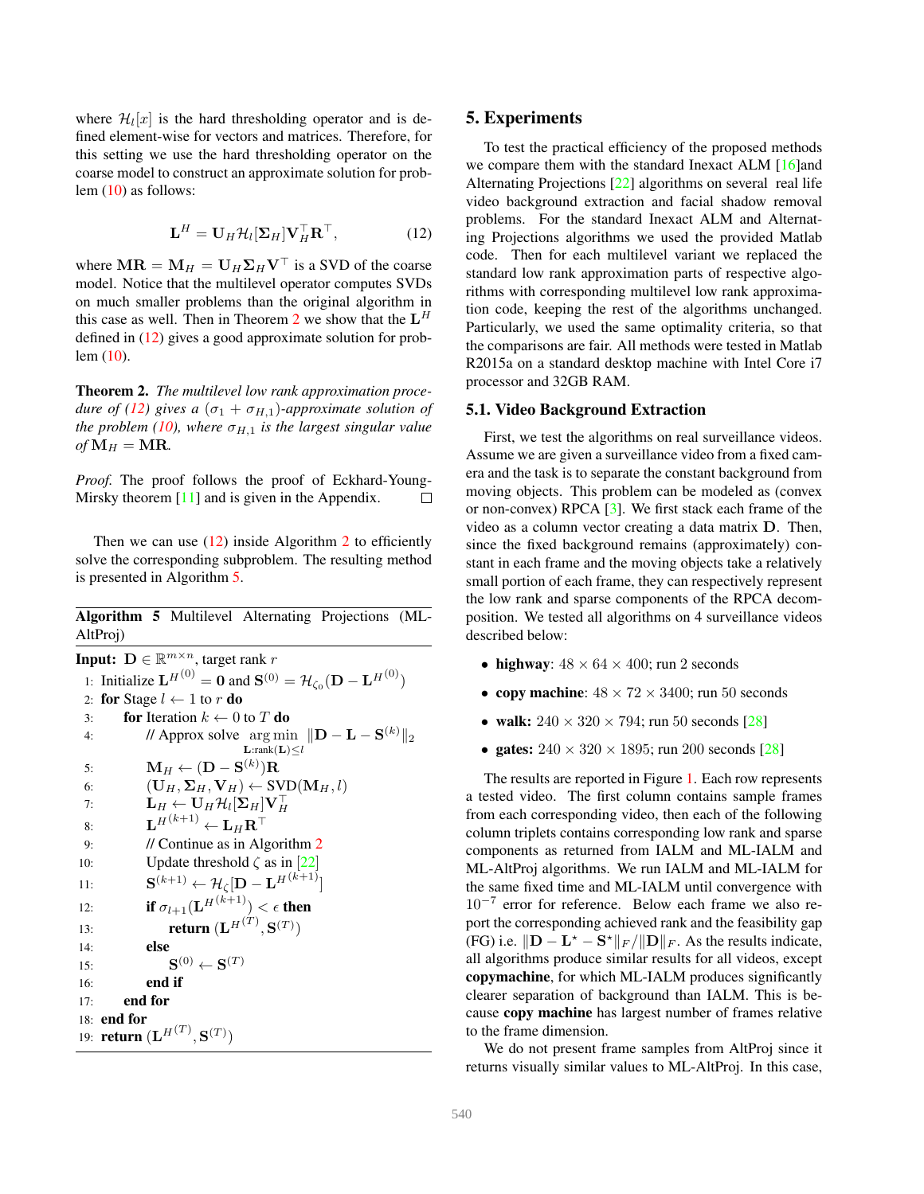where $\mathcal{H}_l[x]$ is the hard thresholding operator and is defined element-wise for vectors and matrices. Therefore, for this setting we use the hard thresholding operator on the coarse model to construct an approximate solution for problem (10) as follows:

$$\mathbf{L}^H = \mathbf{U}_H \mathcal{H}_l[\mathbf{\Sigma}_H] \mathbf{V}_H^\top \mathbf{R}^\top, \tag{12}$$

where $\mathbf{MR} = \mathbf{M}_H = \mathbf{U}_H \mathbf{\Sigma}_H \mathbf{V}^\top$ is a SVD of the coarse model. Notice that the multilevel operator computes SVDs on much smaller problems than the original algorithm in this case as well. Then in Theorem 2 we show that the $\mathbf{L}^H$ defined in (12) gives a good approximate solution for problem (10).

**Theorem 2.** *The multilevel low rank approximation procedure of (12) gives a $(\sigma_1 + \sigma_{H,1})$-approximate solution of the problem (10), where $\sigma_{H,1}$ is the largest singular value of $\mathbf{M}_H = \mathbf{MR}$.*

*Proof.* The proof follows the proof of Eckhard-Young-Mirsky theorem [11] and is given in the Appendix. □

Then we can use (12) inside Algorithm 2 to efficiently solve the corresponding subproblem. The resulting method is presented in Algorithm 5.

**Algorithm 5** Multilevel Alternating Projections (ML-AltProj)

**Input:** $\mathbf{D} \in \mathbb{R}^{m \times n}$, target rank $r$

1: Initialize $\mathbf{L}^{H^{(0)}} = \mathbf{0}$ and $\mathbf{S}^{(0)} = \mathcal{H}_{\zeta_0}(\mathbf{D} - \mathbf{L}^{H^{(0)}})$
2: **for** Stage $l \leftarrow 1$ to $r$ **do**
3: &nbsp;&nbsp;&nbsp;&nbsp;**for** Iteration $k \leftarrow 0$ to $T$ **do**
4: &nbsp;&nbsp;&nbsp;&nbsp;&nbsp;&nbsp;&nbsp;&nbsp;// Approx solve $\underset{\mathbf{L}:\text{rank}(\mathbf{L}) \leq l}{\arg\min} \|\mathbf{D} - \mathbf{L} - \mathbf{S}^{(k)}\|_2$
5: &nbsp;&nbsp;&nbsp;&nbsp;&nbsp;&nbsp;&nbsp;&nbsp;$\mathbf{M}_H \leftarrow (\mathbf{D} - \mathbf{S}^{(k)})\mathbf{R}$
6: &nbsp;&nbsp;&nbsp;&nbsp;&nbsp;&nbsp;&nbsp;&nbsp;$(\mathbf{U}_H, \mathbf{\Sigma}_H, \mathbf{V}_H) \leftarrow \text{SVD}(\mathbf{M}_H, l)$
7: &nbsp;&nbsp;&nbsp;&nbsp;&nbsp;&nbsp;&nbsp;&nbsp;$\mathbf{L}_H \leftarrow \mathbf{U}_H \mathcal{H}_l[\mathbf{\Sigma}_H] \mathbf{V}_H^\top$
8: &nbsp;&nbsp;&nbsp;&nbsp;&nbsp;&nbsp;&nbsp;&nbsp;$\mathbf{L}^{H^{(k+1)}} \leftarrow \mathbf{L}_H \mathbf{R}^\top$
9: &nbsp;&nbsp;&nbsp;&nbsp;&nbsp;&nbsp;&nbsp;&nbsp;// Continue as in Algorithm 2
10: &nbsp;&nbsp;&nbsp;&nbsp;&nbsp;&nbsp;&nbsp;&nbsp;Update threshold $\zeta$ as in [22]
11: &nbsp;&nbsp;&nbsp;&nbsp;&nbsp;&nbsp;&nbsp;&nbsp;$\mathbf{S}^{(k+1)} \leftarrow \mathcal{H}_\zeta[\mathbf{D} - \mathbf{L}^{H^{(k+1)}}]$
12: &nbsp;&nbsp;&nbsp;&nbsp;&nbsp;&nbsp;&nbsp;&nbsp;**if** $\sigma_{l+1}(\mathbf{L}^{H^{(k+1)}}) < \epsilon$ **then**
13: &nbsp;&nbsp;&nbsp;&nbsp;&nbsp;&nbsp;&nbsp;&nbsp;&nbsp;&nbsp;&nbsp;&nbsp;**return** $(\mathbf{L}^{H^{(T)}}, \mathbf{S}^{(T)})$
14: &nbsp;&nbsp;&nbsp;&nbsp;&nbsp;&nbsp;&nbsp;&nbsp;**else**
15: &nbsp;&nbsp;&nbsp;&nbsp;&nbsp;&nbsp;&nbsp;&nbsp;&nbsp;&nbsp;&nbsp;&nbsp;$\mathbf{S}^{(0)} \leftarrow \mathbf{S}^{(T)}$
16: &nbsp;&nbsp;&nbsp;&nbsp;&nbsp;&nbsp;&nbsp;&nbsp;**end if**
17: &nbsp;&nbsp;&nbsp;&nbsp;**end for**
18: **end for**
19: **return** $(\mathbf{L}^{H^{(T)}}, \mathbf{S}^{(T)})$

## 5. Experiments

To test the practical efficiency of the proposed methods we compare them with the standard Inexact ALM [16]and Alternating Projections [22] algorithms on several real life video background extraction and facial shadow removal problems. For the standard Inexact ALM and Alternating Projections algorithms we used the provided Matlab code. Then for each multilevel variant we replaced the standard low rank approximation parts of respective algorithms with corresponding multilevel low rank approximation code, keeping the rest of the algorithms unchanged. Particularly, we used the same optimality criteria, so that the comparisons are fair. All methods were tested in Matlab R2015a on a standard desktop machine with Intel Core i7 processor and 32GB RAM.

### 5.1. Video Background Extraction

First, we test the algorithms on real surveillance videos. Assume we are given a surveillance video from a fixed camera and the task is to separate the constant background from moving objects. This problem can be modeled as (convex or non-convex) RPCA [3]. We first stack each frame of the video as a column vector creating a data matrix $\mathbf{D}$. Then, since the fixed background remains (approximately) constant in each frame and the moving objects take a relatively small portion of each frame, they can respectively represent the low rank and sparse components of the RPCA decomposition. We tested all algorithms on 4 surveillance videos described below:

- **highway**: $48 \times 64 \times 400$; run 2 seconds
- **copy machine**: $48 \times 72 \times 3400$; run 50 seconds
- **walk:** $240 \times 320 \times 794$; run 50 seconds [28]
- **gates:** $240 \times 320 \times 1895$; run 200 seconds [28]

The results are reported in Figure 1. Each row represents a tested video. The first column contains sample frames from each corresponding video, then each of the following column triplets contains corresponding low rank and sparse components as returned from IALM and ML-IALM and ML-AltProj algorithms. We run IALM and ML-IALM for the same fixed time and ML-IALM until convergence with $10^{-7}$ error for reference. Below each frame we also report the corresponding achieved rank and the feasibility gap (FG) i.e. $\|\mathbf{D} - \mathbf{L}^\star - \mathbf{S}^\star\|_F / \|\mathbf{D}\|_F$. As the results indicate, all algorithms produce similar results for all videos, except **copymachine**, for which ML-IALM produces significantly clearer separation of background than IALM. This is because **copy machine** has largest number of frames relative to the frame dimension.

We do not present frame samples from AltProj since it returns visually similar values to ML-AltProj. In this case,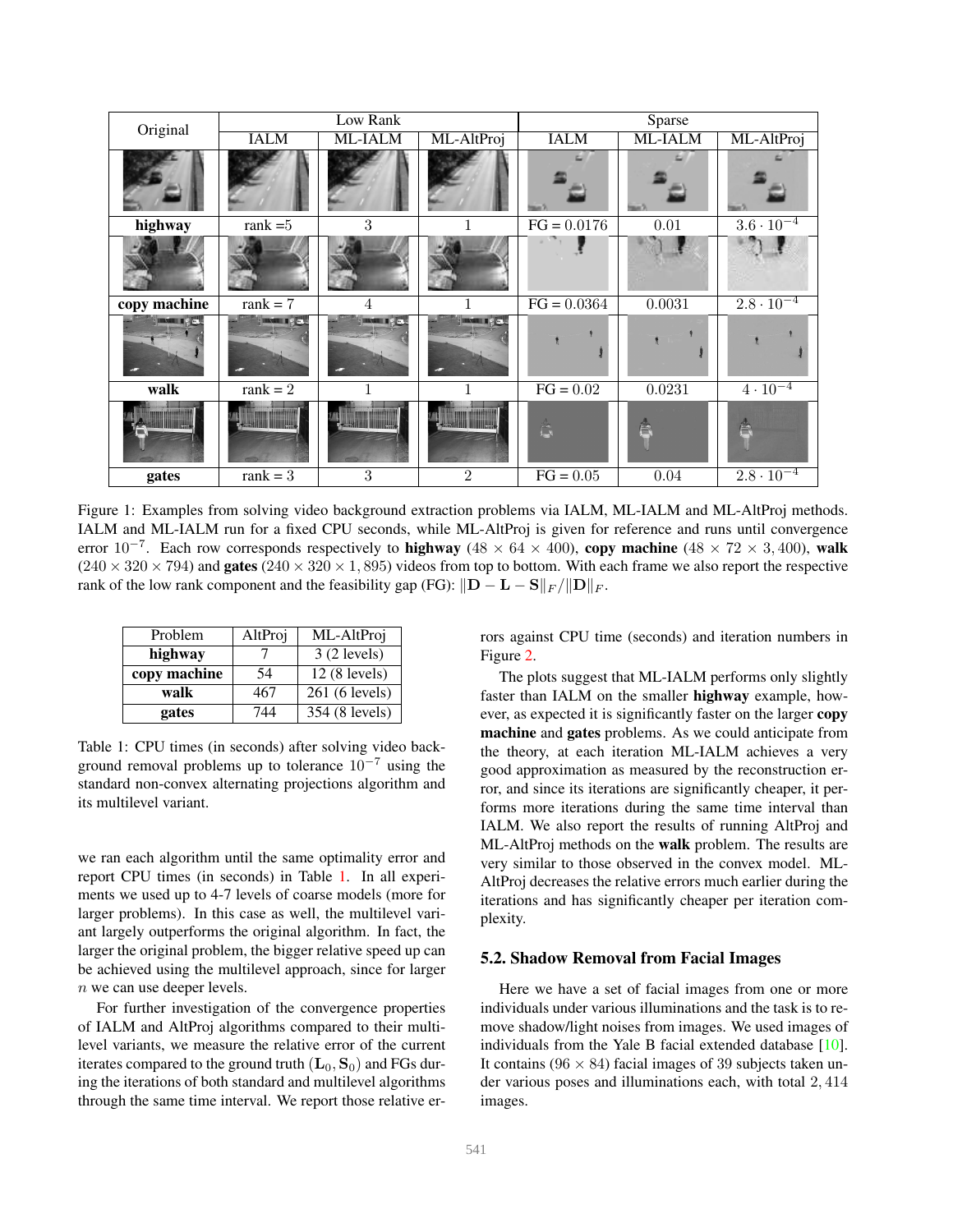| Original | Low Rank | | | Sparse | | |
|---|---|---|---|---|---|---|
| | IALM | ML-IALM | ML-AltProj | IALM | ML-IALM | ML-AltProj |
| **highway** | rank =5 | 3 | 1 | FG = 0.0176 | 0.01 | $3.6 \cdot 10^{-4}$ |
| **copy machine** | rank = 7 | 4 | 1 | FG = 0.0364 | 0.0031 | $2.8 \cdot 10^{-4}$ |
| **walk** | rank = 2 | 1 | 1 | FG = 0.02 | 0.0231 | $4 \cdot 10^{-4}$ |
| **gates** | rank = 3 | 3 | 2 | FG = 0.05 | 0.04 | $2.8 \cdot 10^{-4}$ |

Figure 1: Examples from solving video background extraction problems via IALM, ML-IALM and ML-AltProj methods. IALM and ML-IALM run for a fixed CPU seconds, while ML-AltProj is given for reference and runs until convergence error $10^{-7}$. Each row corresponds respectively to **highway** ($48 \times 64 \times 400$), **copy machine** ($48 \times 72 \times 3,400$), **walk** ($240 \times 320 \times 794$) and **gates** ($240 \times 320 \times 1,895$) videos from top to bottom. With each frame we also report the respective rank of the low rank component and the feasibility gap (FG): $\|\mathbf{D} - \mathbf{L} - \mathbf{S}\|_F / \|\mathbf{D}\|_F$.

| Problem | AltProj | ML-AltProj |
|---|---|---|
| **highway** | 7 | 3 (2 levels) |
| **copy machine** | 54 | 12 (8 levels) |
| **walk** | 467 | 261 (6 levels) |
| **gates** | 744 | 354 (8 levels) |

Table 1: CPU times (in seconds) after solving video background removal problems up to tolerance $10^{-7}$ using the standard non-convex alternating projections algorithm and its multilevel variant.

we ran each algorithm until the same optimality error and report CPU times (in seconds) in Table 1. In all experiments we used up to 4-7 levels of coarse models (more for larger problems). In this case as well, the multilevel variant largely outperforms the original algorithm. In fact, the larger the original problem, the bigger relative speed up can be achieved using the multilevel approach, since for larger $n$ we can use deeper levels.

For further investigation of the convergence properties of IALM and AltProj algorithms compared to their multilevel variants, we measure the relative error of the current iterates compared to the ground truth $(\mathbf{L}_0, \mathbf{S}_0)$ and FGs during the iterations of both standard and multilevel algorithms through the same time interval. We report those relative errors against CPU time (seconds) and iteration numbers in Figure 2.

The plots suggest that ML-IALM performs only slightly faster than IALM on the smaller **highway** example, however, as expected it is significantly faster on the larger **copy machine** and **gates** problems. As we could anticipate from the theory, at each iteration ML-IALM achieves a very good approximation as measured by the reconstruction error, and since its iterations are significantly cheaper, it performs more iterations during the same time interval than IALM. We also report the results of running AltProj and ML-AltProj methods on the **walk** problem. The results are very similar to those observed in the convex model. ML-AltProj decreases the relative errors much earlier during the iterations and has significantly cheaper per iteration complexity.

### 5.2. Shadow Removal from Facial Images

Here we have a set of facial images from one or more individuals under various illuminations and the task is to remove shadow/light noises from images. We used images of individuals from the Yale B facial extended database [10]. It contains ($96 \times 84$) facial images of 39 subjects taken under various poses and illuminations each, with total $2,414$ images.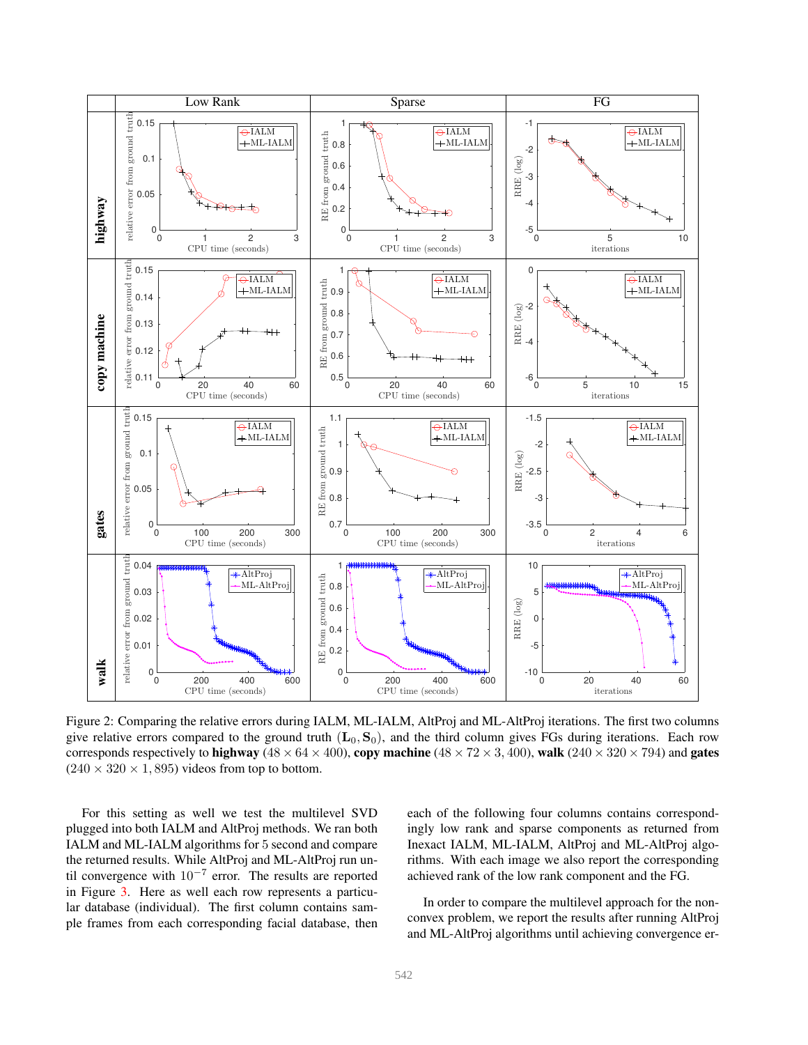Figure 2: Comparing the relative errors during IALM, ML-IALM, AltProj and ML-AltProj iterations. The first two columns give relative errors compared to the ground truth $(\mathbf{L}_0, \mathbf{S}_0)$, and the third column gives FGs during iterations. Each row corresponds respectively to **highway** ($48 \times 64 \times 400$), **copy machine** ($48 \times 72 \times 3, 400$), **walk** ($240 \times 320 \times 794$) and **gates** ($240 \times 320 \times 1,895$) videos from top to bottom.

For this setting as well we test the multilevel SVD plugged into both IALM and AltProj methods. We ran both IALM and ML-IALM algorithms for 5 second and compare the returned results. While AltProj and ML-AltProj run until convergence with $10^{-7}$ error. The results are reported in Figure 3. Here as well each row represents a particular database (individual). The first column contains sample frames from each corresponding facial database, then each of the following four columns contains correspondingly low rank and sparse components as returned from Inexact IALM, ML-IALM, AltProj and ML-AltProj algorithms. With each image we also report the corresponding achieved rank of the low rank component and the FG.

In order to compare the multilevel approach for the non-convex problem, we report the results after running AltProj and ML-AltProj algorithms until achieving convergence er-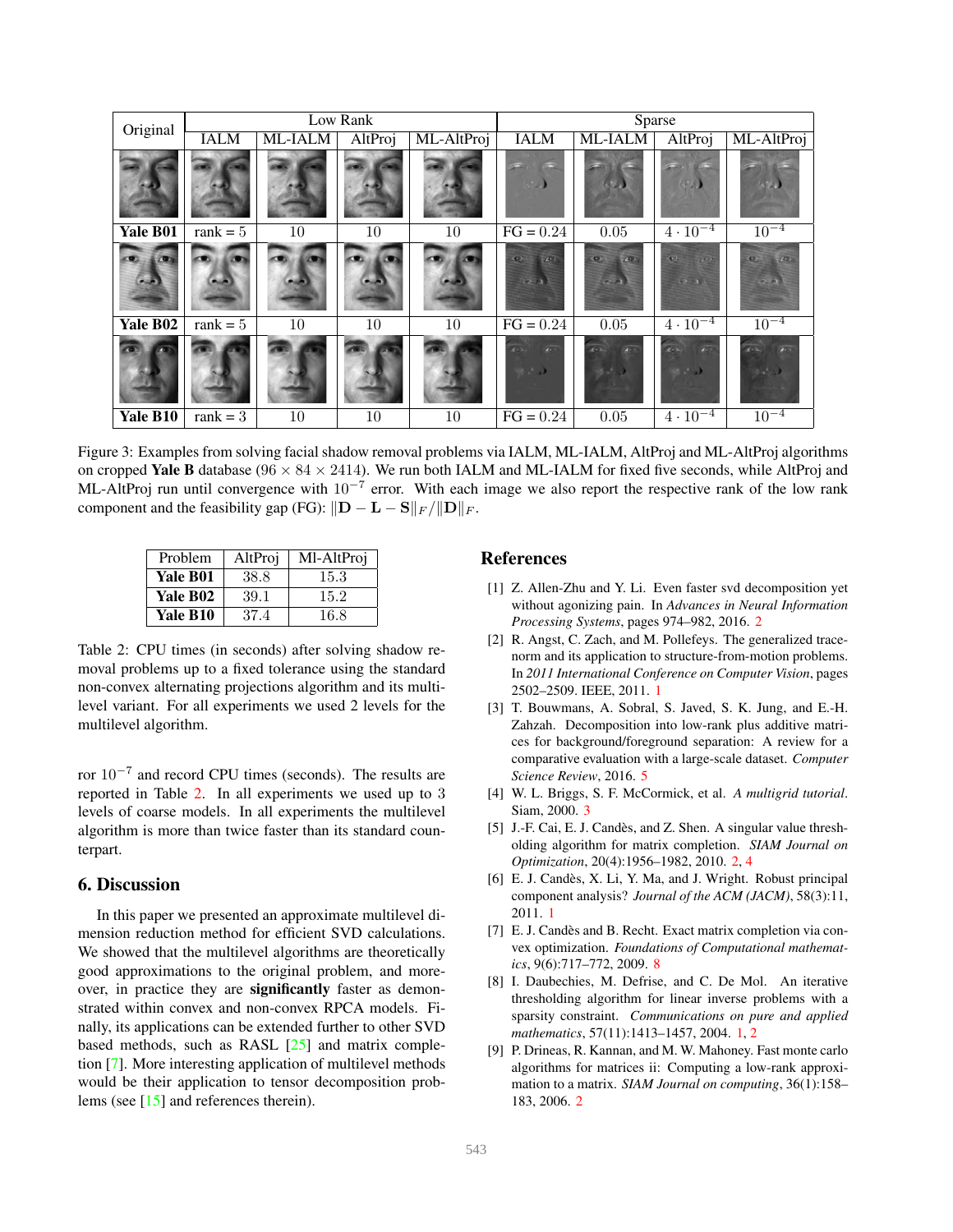| Original | Low Rank | | | | Sparse | | | |
|---|---|---|---|---|---|---|---|---|
| | IALM | ML-IALM | AltProj | ML-AltProj | IALM | ML-IALM | AltProj | ML-AltProj |
| **Yale B01** | rank = 5 | 10 | 10 | 10 | FG = 0.24 | 0.05 | $4 \cdot 10^{-4}$ | $10^{-4}$ |
| **Yale B02** | rank = 5 | 10 | 10 | 10 | FG = 0.24 | 0.05 | $4 \cdot 10^{-4}$ | $10^{-4}$ |
| **Yale B10** | rank = 3 | 10 | 10 | 10 | FG = 0.24 | 0.05 | $4 \cdot 10^{-4}$ | $10^{-4}$ |

Figure 3: Examples from solving facial shadow removal problems via IALM, ML-IALM, AltProj and ML-AltProj algorithms on cropped **Yale B** database ($96 \times 84 \times 2414$). We run both IALM and ML-IALM for fixed five seconds, while AltProj and ML-AltProj run until convergence with $10^{-7}$ error. With each image we also report the respective rank of the low rank component and the feasibility gap (FG): $\|\mathbf{D} - \mathbf{L} - \mathbf{S}\|_F / \|\mathbf{D}\|_F$.

| Problem | AltProj | Ml-AltProj |
|---|---|---|
| **Yale B01** | 38.8 | 15.3 |
| **Yale B02** | 39.1 | 15.2 |
| **Yale B10** | 37.4 | 16.8 |

Table 2: CPU times (in seconds) after solving shadow removal problems up to a fixed tolerance using the standard non-convex alternating projections algorithm and its multilevel variant. For all experiments we used 2 levels for the multilevel algorithm.

ror $10^{-7}$ and record CPU times (seconds). The results are reported in Table 2. In all experiments we used up to 3 levels of coarse models. In all experiments the multilevel algorithm is more than twice faster than its standard counterpart.

## 6. Discussion

In this paper we presented an approximate multilevel dimension reduction method for efficient SVD calculations. We showed that the multilevel algorithms are theoretically good approximations to the original problem, and moreover, in practice they are **significantly** faster as demonstrated within convex and non-convex RPCA models. Finally, its applications can be extended further to other SVD based methods, such as RASL [25] and matrix completion [7]. More interesting application of multilevel methods would be their application to tensor decomposition problems (see [15] and references therein).

## References

[1] Z. Allen-Zhu and Y. Li. Even faster svd decomposition yet without agonizing pain. In *Advances in Neural Information Processing Systems*, pages 974–982, 2016. 2

[2] R. Angst, C. Zach, and M. Pollefeys. The generalized trace-norm and its application to structure-from-motion problems. In *2011 International Conference on Computer Vision*, pages 2502–2509. IEEE, 2011. 1

[3] T. Bouwmans, A. Sobral, S. Javed, S. K. Jung, and E.-H. Zahzah. Decomposition into low-rank plus additive matrices for background/foreground separation: A review for a comparative evaluation with a large-scale dataset. *Computer Science Review*, 2016. 5

[4] W. L. Briggs, S. F. McCormick, et al. *A multigrid tutorial*. Siam, 2000. 3

[5] J.-F. Cai, E. J. Candès, and Z. Shen. A singular value thresholding algorithm for matrix completion. *SIAM Journal on Optimization*, 20(4):1956–1982, 2010. 2, 4

[6] E. J. Candès, X. Li, Y. Ma, and J. Wright. Robust principal component analysis? *Journal of the ACM (JACM)*, 58(3):11, 2011. 1

[7] E. J. Candès and B. Recht. Exact matrix completion via convex optimization. *Foundations of Computational mathematics*, 9(6):717–772, 2009. 8

[8] I. Daubechies, M. Defrise, and C. De Mol. An iterative thresholding algorithm for linear inverse problems with a sparsity constraint. *Communications on pure and applied mathematics*, 57(11):1413–1457, 2004. 1, 2

[9] P. Drineas, R. Kannan, and M. W. Mahoney. Fast monte carlo algorithms for matrices ii: Computing a low-rank approximation to a matrix. *SIAM Journal on computing*, 36(1):158–183, 2006. 2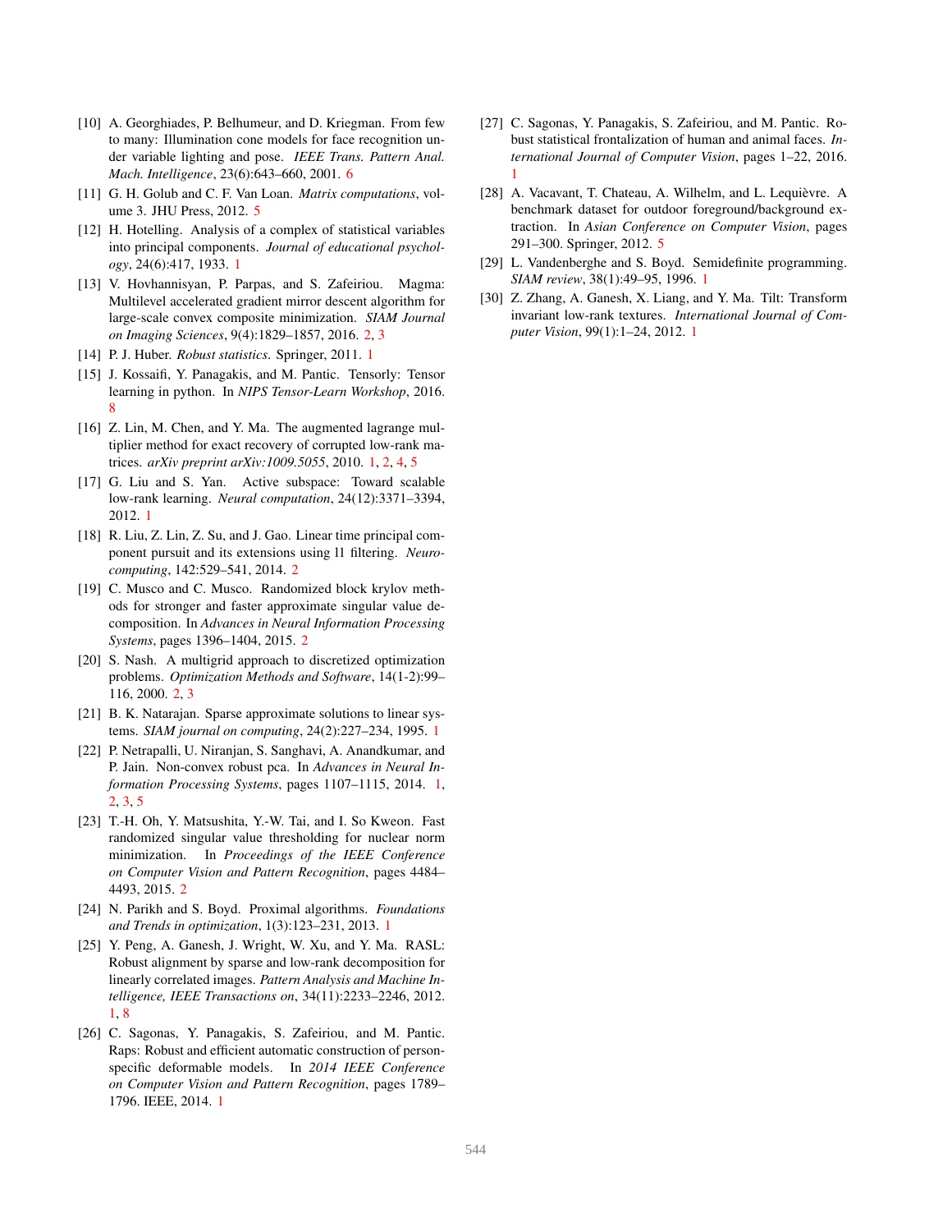[10] A. Georghiades, P. Belhumeur, and D. Kriegman. From few to many: Illumination cone models for face recognition under variable lighting and pose. *IEEE Trans. Pattern Anal. Mach. Intelligence*, 23(6):643–660, 2001. 6

[11] G. H. Golub and C. F. Van Loan. *Matrix computations*, volume 3. JHU Press, 2012. 5

[12] H. Hotelling. Analysis of a complex of statistical variables into principal components. *Journal of educational psychology*, 24(6):417, 1933. 1

[13] V. Hovhannisyan, P. Parpas, and S. Zafeiriou. Magma: Multilevel accelerated gradient mirror descent algorithm for large-scale convex composite minimization. *SIAM Journal on Imaging Sciences*, 9(4):1829–1857, 2016. 2, 3

[14] P. J. Huber. *Robust statistics*. Springer, 2011. 1

[15] J. Kossaifi, Y. Panagakis, and M. Pantic. Tensorly: Tensor learning in python. In *NIPS Tensor-Learn Workshop*, 2016. 8

[16] Z. Lin, M. Chen, and Y. Ma. The augmented lagrange multiplier method for exact recovery of corrupted low-rank matrices. *arXiv preprint arXiv:1009.5055*, 2010. 1, 2, 4, 5

[17] G. Liu and S. Yan. Active subspace: Toward scalable low-rank learning. *Neural computation*, 24(12):3371–3394, 2012. 1

[18] R. Liu, Z. Lin, Z. Su, and J. Gao. Linear time principal component pursuit and its extensions using l1 filtering. *Neurocomputing*, 142:529–541, 2014. 2

[19] C. Musco and C. Musco. Randomized block krylov methods for stronger and faster approximate singular value decomposition. In *Advances in Neural Information Processing Systems*, pages 1396–1404, 2015. 2

[20] S. Nash. A multigrid approach to discretized optimization problems. *Optimization Methods and Software*, 14(1-2):99–116, 2000. 2, 3

[21] B. K. Natarajan. Sparse approximate solutions to linear systems. *SIAM journal on computing*, 24(2):227–234, 1995. 1

[22] P. Netrapalli, U. Niranjan, S. Sanghavi, A. Anandkumar, and P. Jain. Non-convex robust pca. In *Advances in Neural Information Processing Systems*, pages 1107–1115, 2014. 1, 2, 3, 5

[23] T.-H. Oh, Y. Matsushita, Y.-W. Tai, and I. So Kweon. Fast randomized singular value thresholding for nuclear norm minimization. In *Proceedings of the IEEE Conference on Computer Vision and Pattern Recognition*, pages 4484–4493, 2015. 2

[24] N. Parikh and S. Boyd. Proximal algorithms. *Foundations and Trends in optimization*, 1(3):123–231, 2013. 1

[25] Y. Peng, A. Ganesh, J. Wright, W. Xu, and Y. Ma. RASL: Robust alignment by sparse and low-rank decomposition for linearly correlated images. *Pattern Analysis and Machine Intelligence, IEEE Transactions on*, 34(11):2233–2246, 2012. 1, 8

[26] C. Sagonas, Y. Panagakis, S. Zafeiriou, and M. Pantic. Raps: Robust and efficient automatic construction of person-specific deformable models. In *2014 IEEE Conference on Computer Vision and Pattern Recognition*, pages 1789–1796. IEEE, 2014. 1

[27] C. Sagonas, Y. Panagakis, S. Zafeiriou, and M. Pantic. Robust statistical frontalization of human and animal faces. *International Journal of Computer Vision*, pages 1–22, 2016. 1

[28] A. Vacavant, T. Chateau, A. Wilhelm, and L. Lequièvre. A benchmark dataset for outdoor foreground/background extraction. In *Asian Conference on Computer Vision*, pages 291–300. Springer, 2012. 5

[29] L. Vandenberghe and S. Boyd. Semidefinite programming. *SIAM review*, 38(1):49–95, 1996. 1

[30] Z. Zhang, A. Ganesh, X. Liang, and Y. Ma. Tilt: Transform invariant low-rank textures. *International Journal of Computer Vision*, 99(1):1–24, 2012. 1